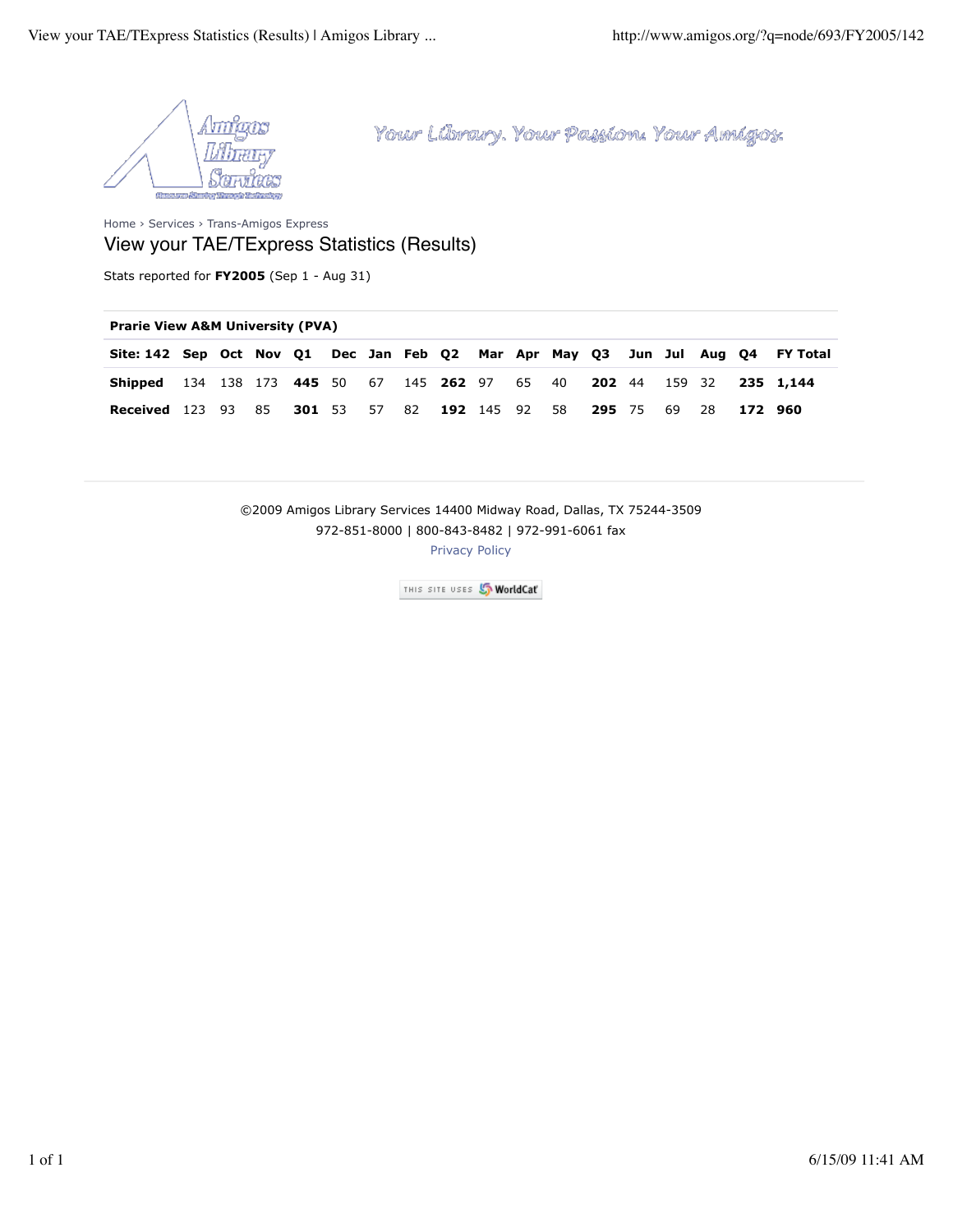Your Library. Your Passion. Your Amigos.

Home › Services › Trans-Amigos Express

# View your TAE/TExpress Statistics (Results)

Stats reported for **FY2005** (Sep 1 - Aug 31)

**Prarie View A&M University (PVA)**

| Site: 142 | Sep | Oct | Nov | Q1 | Dec | Jan | Feb | Q2 | Mar | Apr | May | Q3 | Jun | Jul | Aug | Q4 | FY Total |
|---|---|---|---|---|---|---|---|---|---|---|---|---|---|---|---|---|---|
| **Shipped** | 134 | 138 | 173 | **445** | 50 | 67 | 145 | **262** | 97 | 65 | 40 | **202** | 44 | 159 | 32 | **235** | **1,144** |
| **Received** | 123 | 93 | 85 | **301** | 53 | 57 | 82 | **192** | 145 | 92 | 58 | **295** | 75 | 69 | 28 | **172** | **960** |

©2009 Amigos Library Services 14400 Midway Road, Dallas, TX 75244-3509
972-851-8000 | 800-843-8482 | 972-991-6061 fax
Privacy Policy

THIS SITE USES WorldCat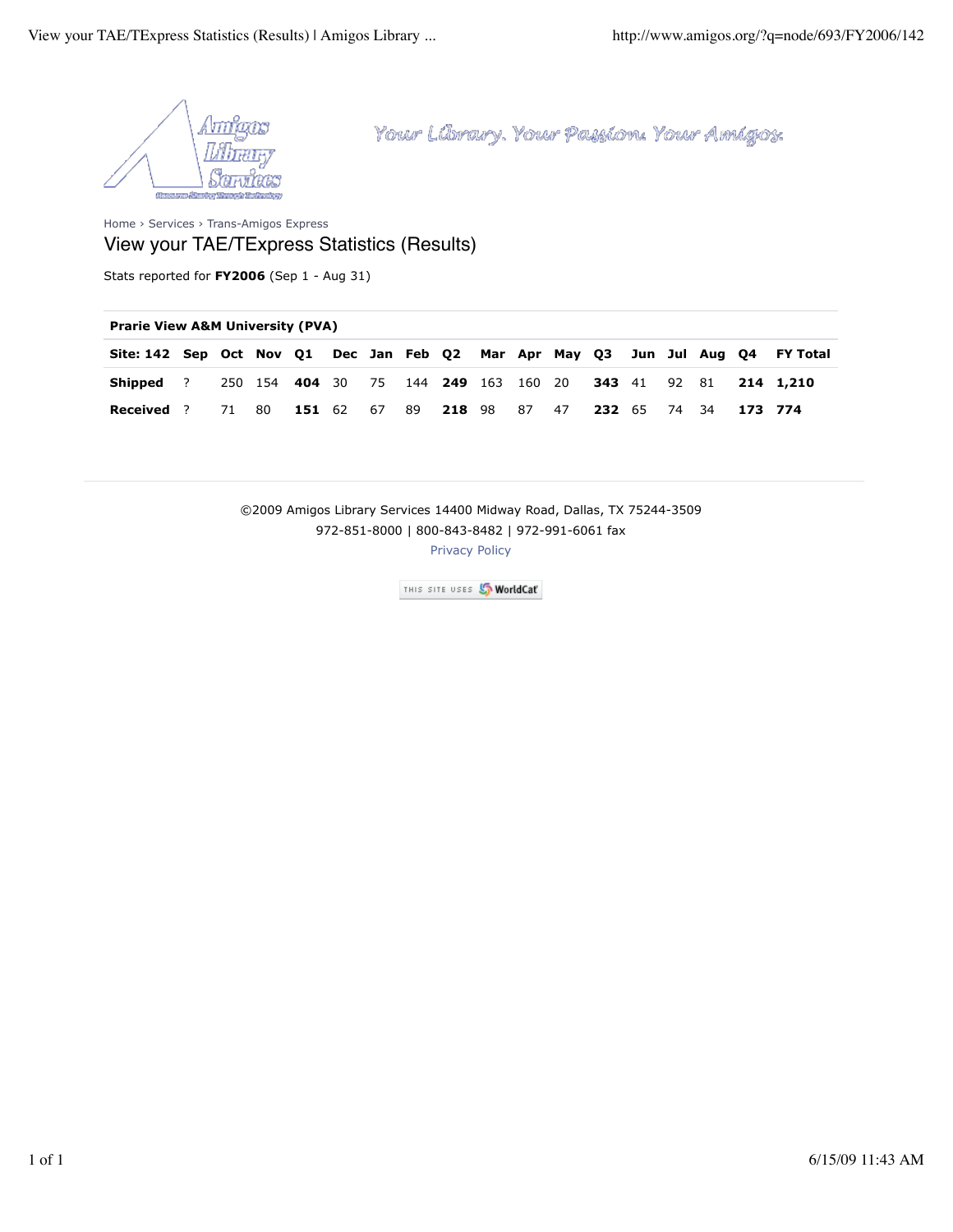Your Library. Your Passion. Your Amigos.

Home › Services › Trans-Amigos Express

# View your TAE/TExpress Statistics (Results)

Stats reported for **FY2006** (Sep 1 - Aug 31)

| **Prarie View A&M University (PVA)** | | | | | | | | | | | | | | | | | |
|---|---|---|---|---|---|---|---|---|---|---|---|---|---|---|---|---|---|
| **Site: 142** | **Sep** | **Oct** | **Nov** | **Q1** | **Dec** | **Jan** | **Feb** | **Q2** | **Mar** | **Apr** | **May** | **Q3** | **Jun** | **Jul** | **Aug** | **Q4** | **FY Total** |
| **Shipped** | ? | 250 | 154 | **404** | 30 | 75 | 144 | **249** | 163 | 160 | 20 | **343** | 41 | 92 | 81 | **214** | **1,210** |
| **Received** | ? | 71 | 80 | **151** | 62 | 67 | 89 | **218** | 98 | 87 | 47 | **232** | 65 | 74 | 34 | **173** | **774** |

©2009 Amigos Library Services 14400 Midway Road, Dallas, TX 75244-3509
972-851-8000 | 800-843-8482 | 972-991-6061 fax
Privacy Policy

THIS SITE USES WorldCat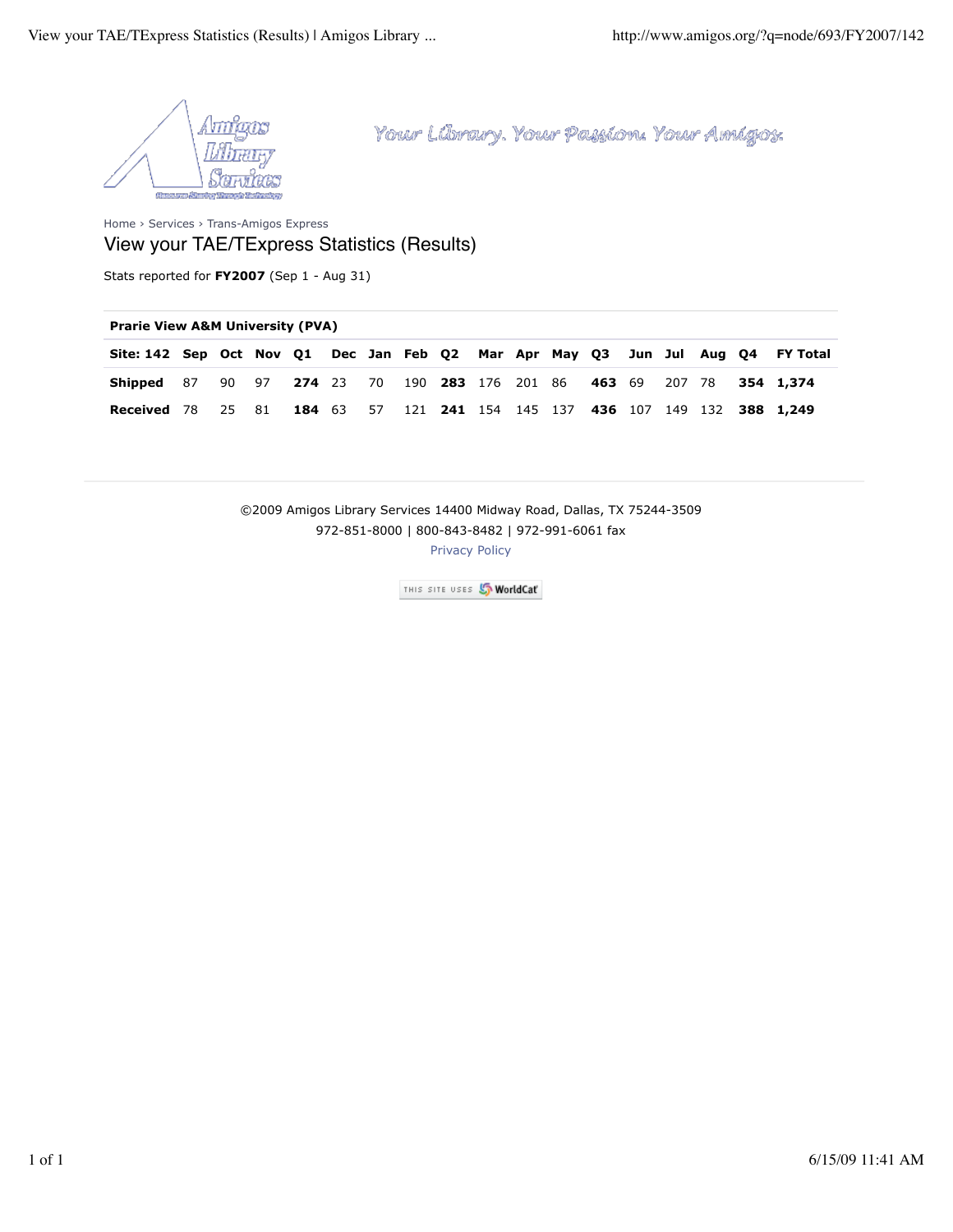Your Library. Your Passion. Your Amigos.

Home › Services › Trans-Amigos Express

# View your TAE/TExpress Statistics (Results)

Stats reported for **FY2007** (Sep 1 - Aug 31)

**Prarie View A&M University (PVA)**

| Site: 142 | Sep | Oct | Nov | Q1 | Dec | Jan | Feb | Q2 | Mar | Apr | May | Q3 | Jun | Jul | Aug | Q4 | FY Total |
|---|---|---|---|---|---|---|---|---|---|---|---|---|---|---|---|---|---|
| **Shipped** | 87 | 90 | 97 | **274** | 23 | 70 | 190 | **283** | 176 | 201 | 86 | **463** | 69 | 207 | 78 | **354** | **1,374** |
| **Received** | 78 | 25 | 81 | **184** | 63 | 57 | 121 | **241** | 154 | 145 | 137 | **436** | 107 | 149 | 132 | **388** | **1,249** |

©2009 Amigos Library Services 14400 Midway Road, Dallas, TX 75244-3509
972-851-8000 | 800-843-8482 | 972-991-6061 fax
Privacy Policy

THIS SITE USES WorldCat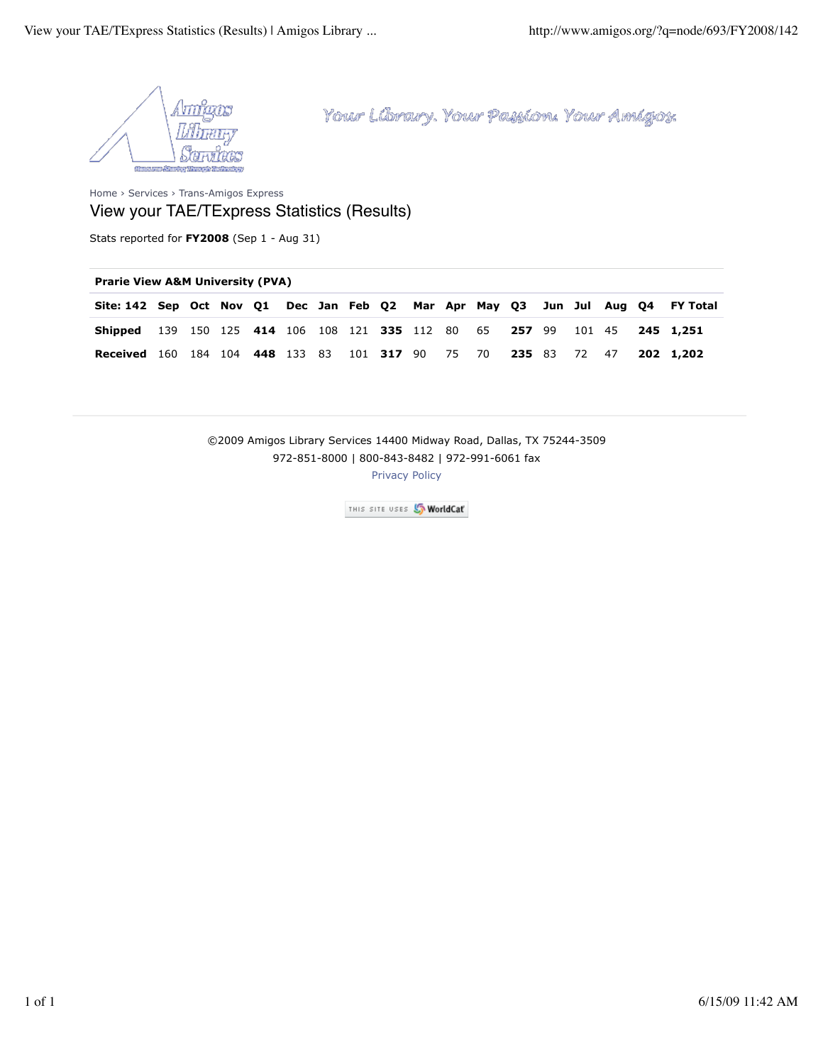Your Library. Your Passion. Your Amigos.

Home › Services › Trans-Amigos Express

# View your TAE/TExpress Statistics (Results)

Stats reported for **FY2008** (Sep 1 - Aug 31)

**Prarie View A&M University (PVA)**

| Site: 142 | Sep | Oct | Nov | Q1 | Dec | Jan | Feb | Q2 | Mar | Apr | May | Q3 | Jun | Jul | Aug | Q4 | FY Total |
|---|---|---|---|---|---|---|---|---|---|---|---|---|---|---|---|---|---|
| **Shipped** | 139 | 150 | 125 | **414** | 106 | 108 | 121 | **335** | 112 | 80 | 65 | **257** | 99 | 101 | 45 | **245** | **1,251** |
| **Received** | 160 | 184 | 104 | **448** | 133 | 83 | 101 | **317** | 90 | 75 | 70 | **235** | 83 | 72 | 47 | **202** | **1,202** |

©2009 Amigos Library Services 14400 Midway Road, Dallas, TX 75244-3509
972-851-8000 | 800-843-8482 | 972-991-6061 fax
Privacy Policy

THIS SITE USES WorldCat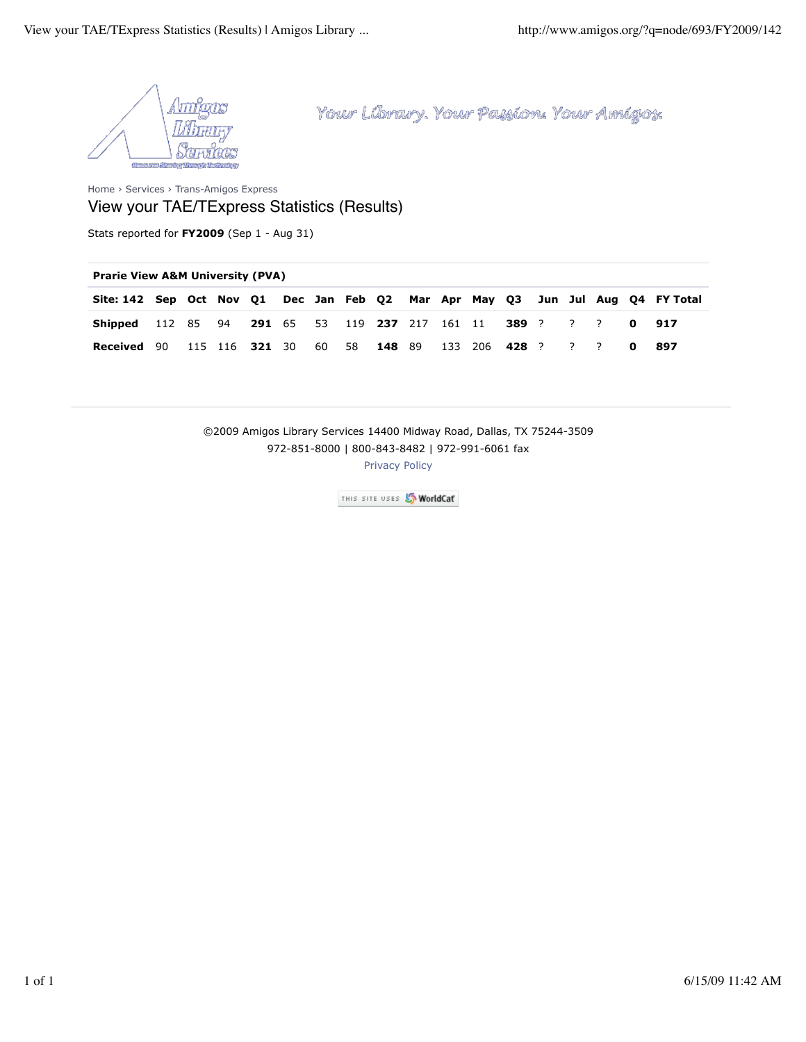Home › Services › Trans-Amigos Express

# View your TAE/TExpress Statistics (Results)

Stats reported for **FY2009** (Sep 1 - Aug 31)

**Prarie View A&M University (PVA)**

| Site: 142 | Sep | Oct | Nov | Q1 | Dec | Jan | Feb | Q2 | Mar | Apr | May | Q3 | Jun | Jul | Aug | Q4 | FY Total |
|---|---|---|---|---|---|---|---|---|---|---|---|---|---|---|---|---|---|
| **Shipped** | 112 | 85 | 94 | **291** | 65 | 53 | 119 | **237** | 217 | 161 | 11 | **389** | ? | ? | ? | **0** | **917** |
| **Received** | 90 | 115 | 116 | **321** | 30 | 60 | 58 | **148** | 89 | 133 | 206 | **428** | ? | ? | ? | **0** | **897** |

©2009 Amigos Library Services 14400 Midway Road, Dallas, TX 75244-3509
972-851-8000 | 800-843-8482 | 972-991-6061 fax
Privacy Policy